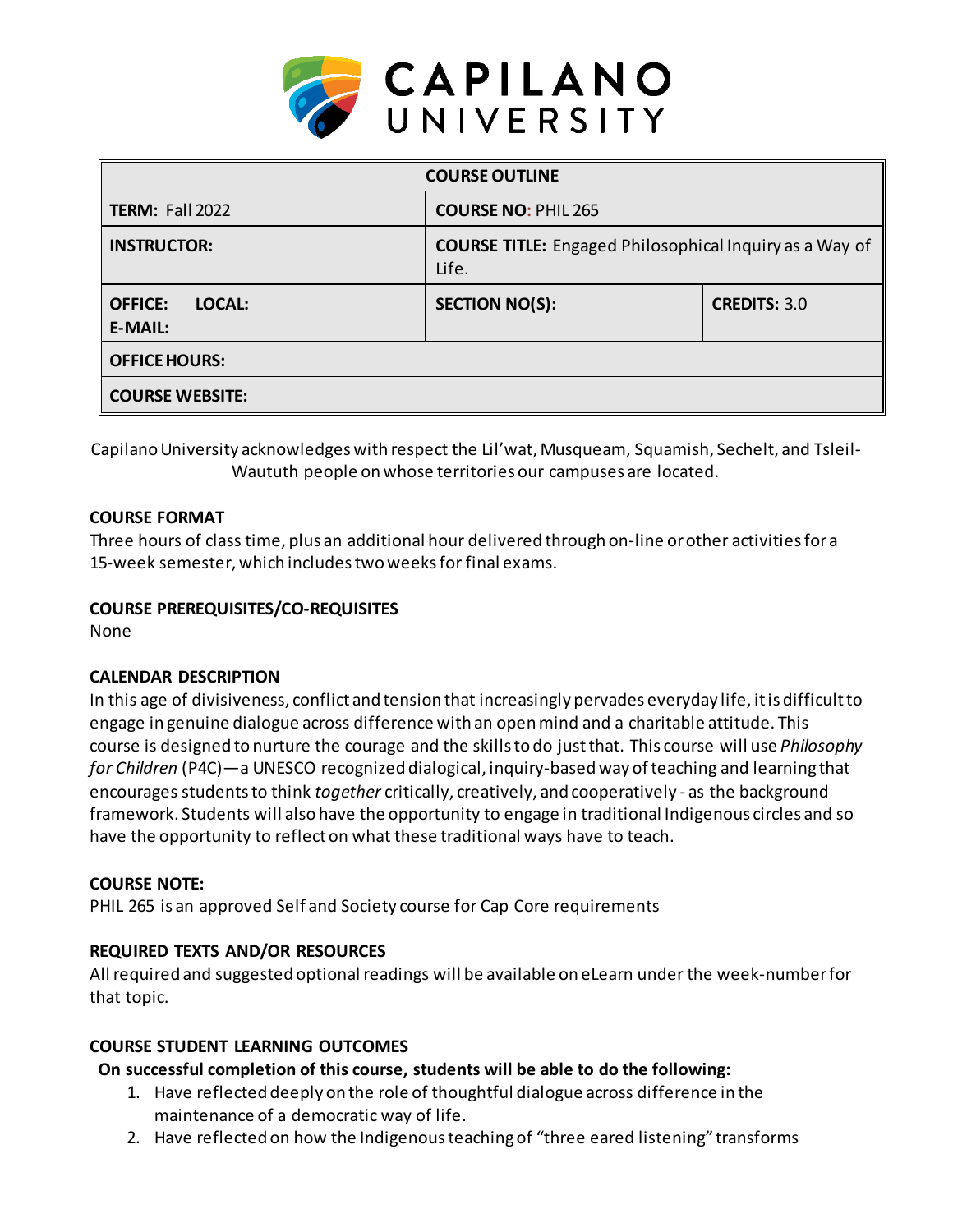# CAPILANO UNIVERSITY

| COURSE OUTLINE | | |
|---|---|---|
| **TERM:** Fall 2022 | **COURSE NO:** PHIL 265 | |
| **INSTRUCTOR:** | **COURSE TITLE:** Engaged Philosophical Inquiry as a Way of Life. | |
| **OFFICE:** **LOCAL:** **E-MAIL:** | **SECTION NO(S):** | **CREDITS:** 3.0 |
| **OFFICE HOURS:** | | |
| **COURSE WEBSITE:** | | |

Capilano University acknowledges with respect the Lil'wat, Musqueam, Squamish, Sechelt, and Tsleil-Waututh people on whose territories our campuses are located.

## COURSE FORMAT

Three hours of class time, plus an additional hour delivered through on-line or other activities for a 15-week semester, which includes two weeks for final exams.

## COURSE PREREQUISITES/CO-REQUISITES

None

## CALENDAR DESCRIPTION

In this age of divisiveness, conflict and tension that increasingly pervades everyday life, it is difficult to engage in genuine dialogue across difference with an open mind and a charitable attitude. This course is designed to nurture the courage and the skills to do just that. This course will use *Philosophy for Children* (P4C)—a UNESCO recognized dialogical, inquiry-based way of teaching and learning that encourages students to think *together* critically, creatively, and cooperatively - as the background framework. Students will also have the opportunity to engage in traditional Indigenous circles and so have the opportunity to reflect on what these traditional ways have to teach.

## COURSE NOTE:

PHIL 265 is an approved Self and Society course for Cap Core requirements

## REQUIRED TEXTS AND/OR RESOURCES

All required and suggested optional readings will be available on eLearn under the week-number for that topic.

## COURSE STUDENT LEARNING OUTCOMES

**On successful completion of this course, students will be able to do the following:**

1. Have reflected deeply on the role of thoughtful dialogue across difference in the maintenance of a democratic way of life.
2. Have reflected on how the Indigenous teaching of "three eared listening" transforms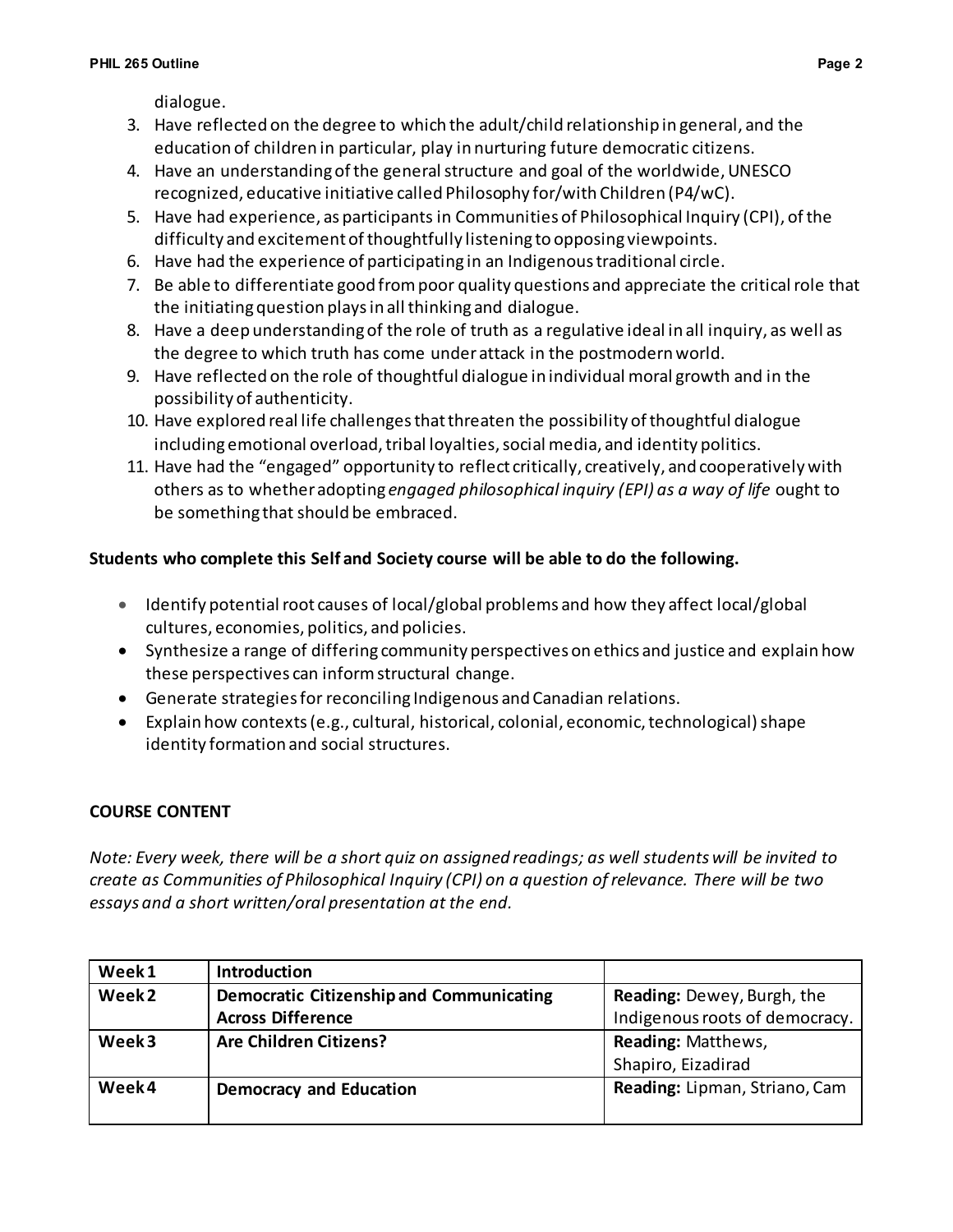dialogue.

3. Have reflected on the degree to which the adult/child relationship in general, and the education of children in particular, play in nurturing future democratic citizens.
4. Have an understanding of the general structure and goal of the worldwide, UNESCO recognized, educative initiative called Philosophy for/with Children (P4/wC).
5. Have had experience, as participants in Communities of Philosophical Inquiry (CPI), of the difficulty and excitement of thoughtfully listening to opposing viewpoints.
6. Have had the experience of participating in an Indigenous traditional circle.
7. Be able to differentiate good from poor quality questions and appreciate the critical role that the initiating question plays in all thinking and dialogue.
8. Have a deep understanding of the role of truth as a regulative ideal in all inquiry, as well as the degree to which truth has come under attack in the postmodern world.
9. Have reflected on the role of thoughtful dialogue in individual moral growth and in the possibility of authenticity.
10. Have explored real life challenges that threaten the possibility of thoughtful dialogue including emotional overload, tribal loyalties, social media, and identity politics.
11. Have had the "engaged" opportunity to reflect critically, creatively, and cooperatively with others as to whether adopting *engaged philosophical inquiry (EPI) as a way of life* ought to be something that should be embraced.

**Students who complete this Self and Society course will be able to do the following.**

- Identify potential root causes of local/global problems and how they affect local/global cultures, economies, politics, and policies.
- Synthesize a range of differing community perspectives on ethics and justice and explain how these perspectives can inform structural change.
- Generate strategies for reconciling Indigenous and Canadian relations.
- Explain how contexts (e.g., cultural, historical, colonial, economic, technological) shape identity formation and social structures.

**COURSE CONTENT**

*Note: Every week, there will be a short quiz on assigned readings; as well students will be invited to create as Communities of Philosophical Inquiry (CPI) on a question of relevance. There will be two essays and a short written/oral presentation at the end.*

| Week 1 | **Introduction** | |
|---|---|---|
| **Week 2** | **Democratic Citizenship and Communicating Across Difference** | **Reading:** Dewey, Burgh, the Indigenous roots of democracy. |
| **Week 3** | **Are Children Citizens?** | **Reading:** Matthews, Shapiro, Eizadirad |
| **Week 4** | **Democracy and Education** | **Reading:** Lipman, Striano, Cam |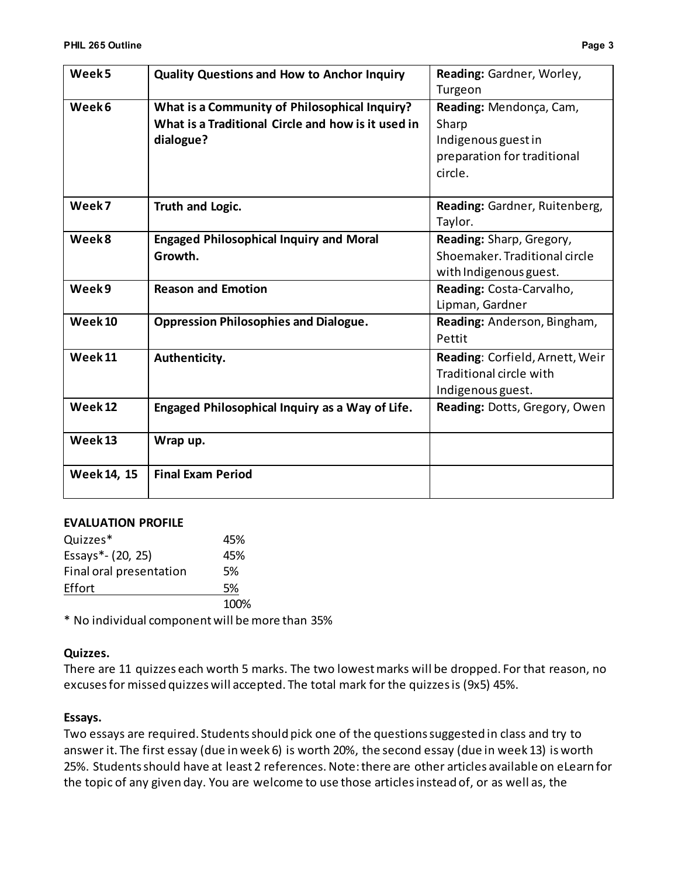| Week 5 | **Quality Questions and How to Anchor Inquiry** | **Reading:** Gardner, Worley, Turgeon |
|---|---|---|
| Week 6 | **What is a Community of Philosophical Inquiry? What is a Traditional Circle and how is it used in dialogue?** | **Reading:** Mendonça, Cam, Sharp<br>Indigenous guest in preparation for traditional circle. |
| Week 7 | **Truth and Logic.** | **Reading:** Gardner, Ruitenberg, Taylor. |
| Week 8 | **Engaged Philosophical Inquiry and Moral Growth.** | **Reading:** Sharp, Gregory, Shoemaker. Traditional circle with Indigenous guest. |
| Week 9 | **Reason and Emotion** | **Reading:** Costa-Carvalho, Lipman, Gardner |
| Week 10 | **Oppression Philosophies and Dialogue.** | **Reading:** Anderson, Bingham, Pettit |
| Week 11 | **Authenticity.** | **Reading**: Corfield, Arnett, Weir<br>Traditional circle with Indigenous guest. |
| Week 12 | **Engaged Philosophical Inquiry as a Way of Life.** | **Reading:** Dotts, Gregory, Owen |
| Week 13 | **Wrap up.** | |
| Week 14, 15 | **Final Exam Period** | |

### EVALUATION PROFILE

| | |
|---|---|
| Quizzes* | 45% |
| Essays*- (20, 25) | 45% |
| Final oral presentation | 5% |
| Effort | 5% |
| | 100% |

* No individual component will be more than 35%

### Quizzes.

There are 11 quizzes each worth 5 marks. The two lowest marks will be dropped. For that reason, no excuses for missed quizzes will accepted. The total mark for the quizzes is (9x5) 45%.

### Essays.

Two essays are required. Students should pick one of the questions suggested in class and try to answer it. The first essay (due in week 6) is worth 20%, the second essay (due in week 13) is worth 25%. Students should have at least 2 references. Note: there are other articles available on eLearn for the topic of any given day. You are welcome to use those articles instead of, or as well as, the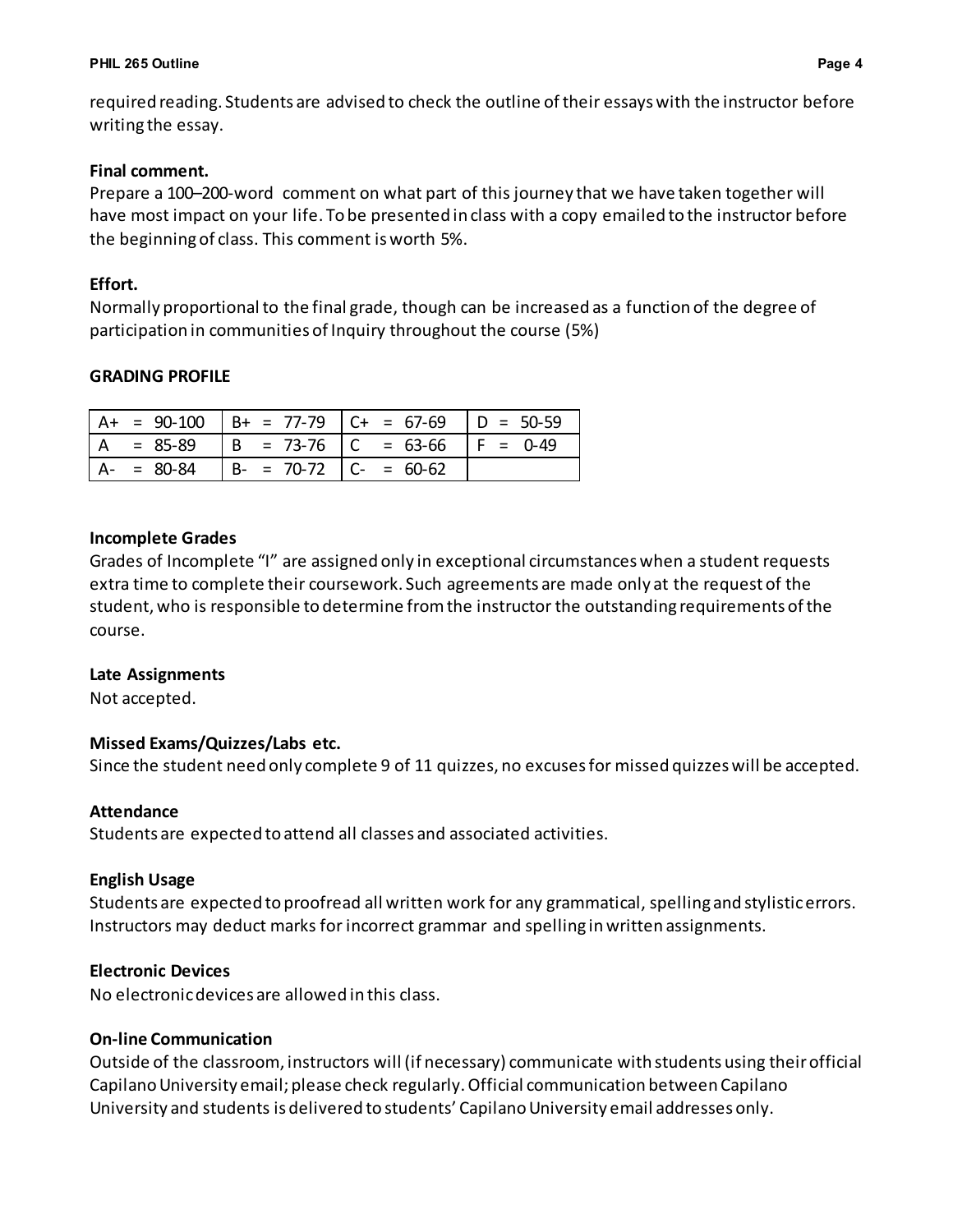required reading. Students are advised to check the outline of their essays with the instructor before writing the essay.

**Final comment.**
Prepare a 100–200-word comment on what part of this journey that we have taken together will have most impact on your life. To be presented in class with a copy emailed to the instructor before the beginning of class. This comment is worth 5%.

**Effort.**
Normally proportional to the final grade, though can be increased as a function of the degree of participation in communities of Inquiry throughout the course (5%)

**GRADING PROFILE**

| | | | |
|---|---|---|---|
| A+ = 90-100 | B+ = 77-79 | C+ = 67-69 | D = 50-59 |
| A = 85-89 | B = 73-76 | C = 63-66 | F = 0-49 |
| A- = 80-84 | B- = 70-72 | C- = 60-62 | |

**Incomplete Grades**
Grades of Incomplete "I" are assigned only in exceptional circumstances when a student requests extra time to complete their coursework. Such agreements are made only at the request of the student, who is responsible to determine from the instructor the outstanding requirements of the course.

**Late Assignments**
Not accepted.

**Missed Exams/Quizzes/Labs etc.**
Since the student need only complete 9 of 11 quizzes, no excuses for missed quizzes will be accepted.

**Attendance**
Students are expected to attend all classes and associated activities.

**English Usage**
Students are expected to proofread all written work for any grammatical, spelling and stylistic errors. Instructors may deduct marks for incorrect grammar and spelling in written assignments.

**Electronic Devices**
No electronic devices are allowed in this class.

**On-line Communication**
Outside of the classroom, instructors will (if necessary) communicate with students using their official Capilano University email; please check regularly. Official communication between Capilano University and students is delivered to students' Capilano University email addresses only.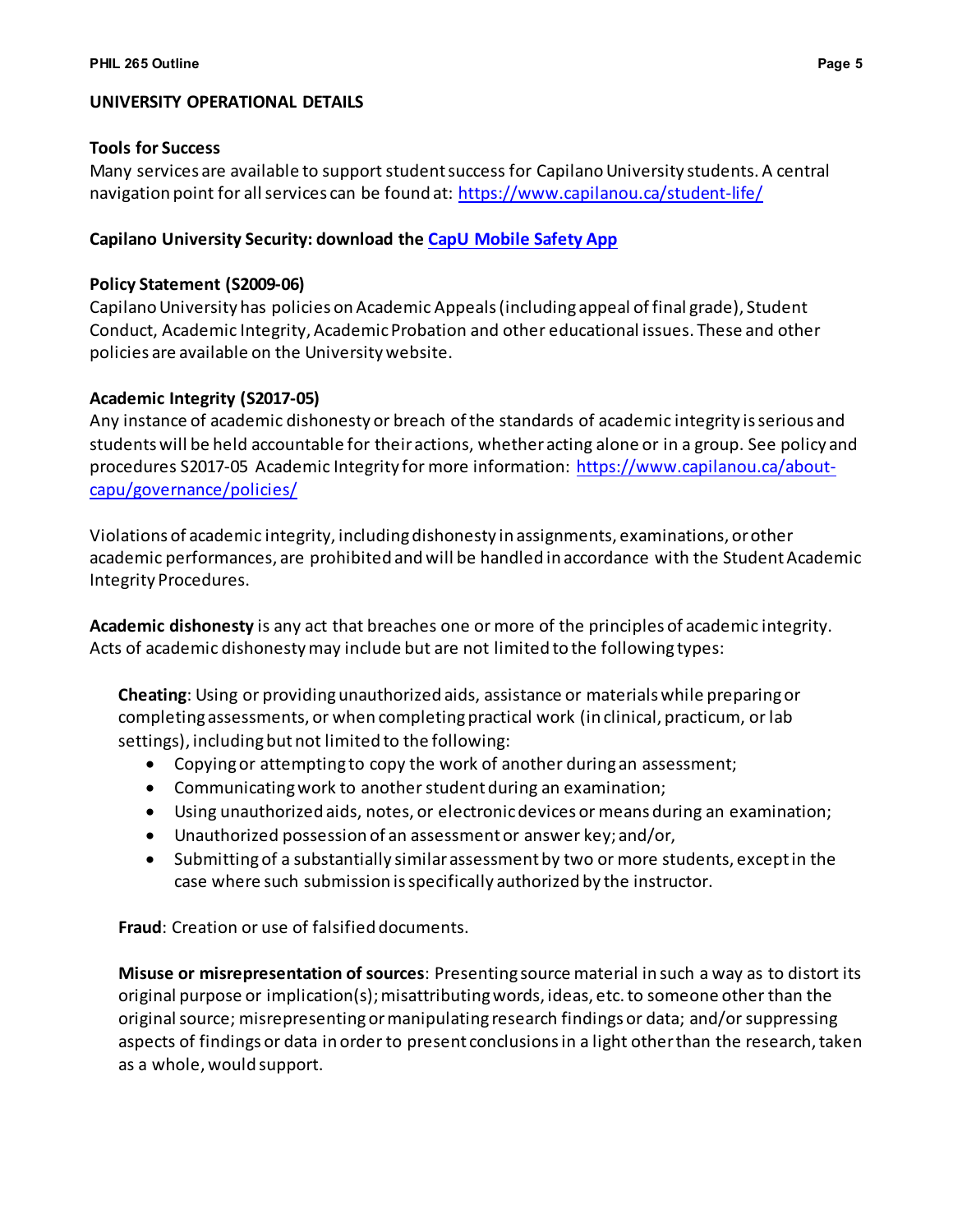## UNIVERSITY OPERATIONAL DETAILS

### Tools for Success

Many services are available to support student success for Capilano University students. A central navigation point for all services can be found at: https://www.capilanou.ca/student-life/

### Capilano University Security: download the CapU Mobile Safety App

### Policy Statement (S2009-06)

Capilano University has policies on Academic Appeals (including appeal of final grade), Student Conduct, Academic Integrity, Academic Probation and other educational issues. These and other policies are available on the University website.

### Academic Integrity (S2017-05)

Any instance of academic dishonesty or breach of the standards of academic integrity is serious and students will be held accountable for their actions, whether acting alone or in a group. See policy and procedures S2017-05 Academic Integrity for more information: https://www.capilanou.ca/about-capu/governance/policies/

Violations of academic integrity, including dishonesty in assignments, examinations, or other academic performances, are prohibited and will be handled in accordance with the Student Academic Integrity Procedures.

**Academic dishonesty** is any act that breaches one or more of the principles of academic integrity. Acts of academic dishonesty may include but are not limited to the following types:

**Cheating**: Using or providing unauthorized aids, assistance or materials while preparing or completing assessments, or when completing practical work (in clinical, practicum, or lab settings), including but not limited to the following:

- Copying or attempting to copy the work of another during an assessment;
- Communicating work to another student during an examination;
- Using unauthorized aids, notes, or electronic devices or means during an examination;
- Unauthorized possession of an assessment or answer key; and/or,
- Submitting of a substantially similar assessment by two or more students, except in the case where such submission is specifically authorized by the instructor.

**Fraud**: Creation or use of falsified documents.

**Misuse or misrepresentation of sources**: Presenting source material in such a way as to distort its original purpose or implication(s); misattributing words, ideas, etc. to someone other than the original source; misrepresenting or manipulating research findings or data; and/or suppressing aspects of findings or data in order to present conclusions in a light other than the research, taken as a whole, would support.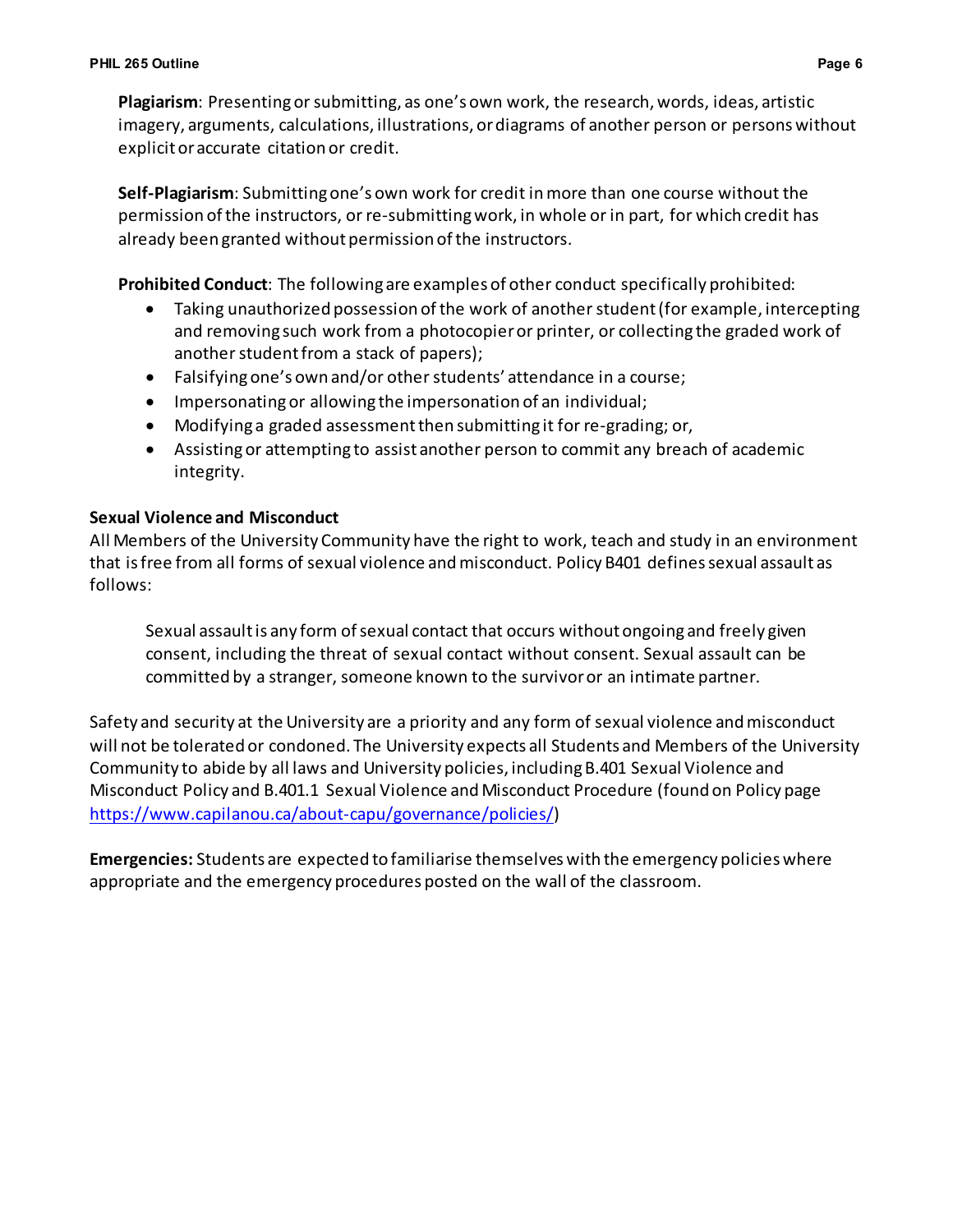**Plagiarism**: Presenting or submitting, as one's own work, the research, words, ideas, artistic imagery, arguments, calculations, illustrations, or diagrams of another person or persons without explicit or accurate citation or credit.

**Self-Plagiarism**: Submitting one's own work for credit in more than one course without the permission of the instructors, or re-submitting work, in whole or in part, for which credit has already been granted without permission of the instructors.

**Prohibited Conduct**: The following are examples of other conduct specifically prohibited:

- Taking unauthorized possession of the work of another student (for example, intercepting and removing such work from a photocopier or printer, or collecting the graded work of another student from a stack of papers);
- Falsifying one's own and/or other students' attendance in a course;
- Impersonating or allowing the impersonation of an individual;
- Modifying a graded assessment then submitting it for re-grading; or,
- Assisting or attempting to assist another person to commit any breach of academic integrity.

**Sexual Violence and Misconduct**

All Members of the University Community have the right to work, teach and study in an environment that is free from all forms of sexual violence and misconduct. Policy B401 defines sexual assault as follows:

> Sexual assault is any form of sexual contact that occurs without ongoing and freely given consent, including the threat of sexual contact without consent. Sexual assault can be committed by a stranger, someone known to the survivor or an intimate partner.

Safety and security at the University are a priority and any form of sexual violence and misconduct will not be tolerated or condoned. The University expects all Students and Members of the University Community to abide by all laws and University policies, including B.401 Sexual Violence and Misconduct Policy and B.401.1 Sexual Violence and Misconduct Procedure (found on Policy page https://www.capilanou.ca/about-capu/governance/policies/)

**Emergencies:** Students are expected to familiarise themselves with the emergency policies where appropriate and the emergency procedures posted on the wall of the classroom.